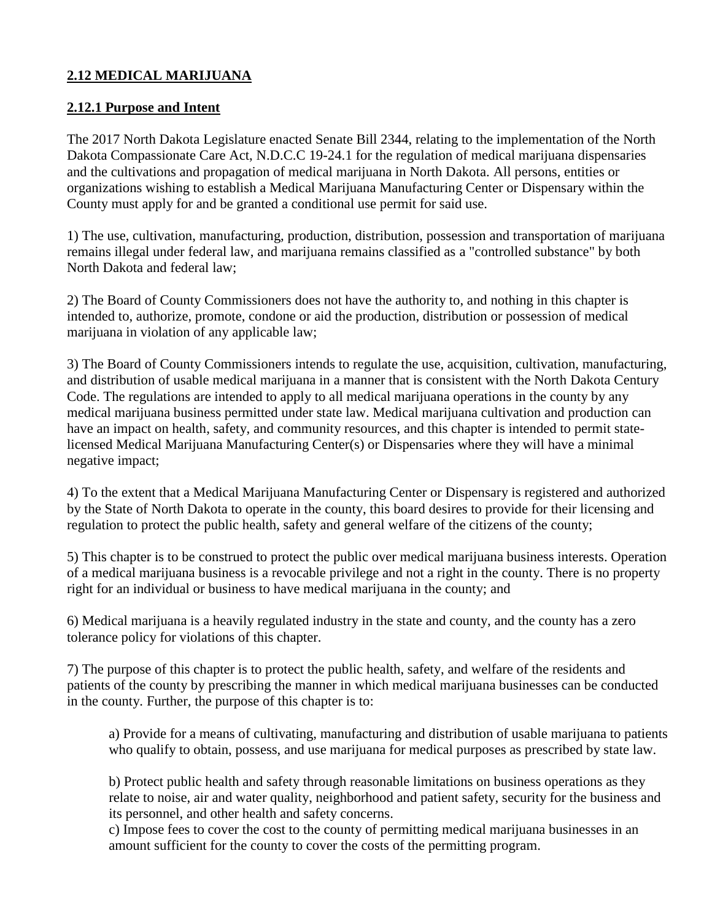## **2.12 MEDICAL MARIJUANA**

### **2.12.1 Purpose and Intent**

The 2017 North Dakota Legislature enacted Senate Bill 2344, relating to the implementation of the North Dakota Compassionate Care Act, N.D.C.C 19-24.1 for the regulation of medical marijuana dispensaries and the cultivations and propagation of medical marijuana in North Dakota. All persons, entities or organizations wishing to establish a Medical Marijuana Manufacturing Center or Dispensary within the County must apply for and be granted a conditional use permit for said use.

1) The use, cultivation, manufacturing, production, distribution, possession and transportation of marijuana remains illegal under federal law, and marijuana remains classified as a "controlled substance" by both North Dakota and federal law;

2) The Board of County Commissioners does not have the authority to, and nothing in this chapter is intended to, authorize, promote, condone or aid the production, distribution or possession of medical marijuana in violation of any applicable law;

3) The Board of County Commissioners intends to regulate the use, acquisition, cultivation, manufacturing, and distribution of usable medical marijuana in a manner that is consistent with the North Dakota Century Code. The regulations are intended to apply to all medical marijuana operations in the county by any medical marijuana business permitted under state law. Medical marijuana cultivation and production can have an impact on health, safety, and community resources, and this chapter is intended to permit state-licensed Medical Marijuana Manufacturing Center(s) or Dispensaries where they will have a minimal negative impact;

4) To the extent that a Medical Marijuana Manufacturing Center or Dispensary is registered and authorized by the State of North Dakota to operate in the county, this board desires to provide for their licensing and regulation to protect the public health, safety and general welfare of the citizens of the county;

5) This chapter is to be construed to protect the public over medical marijuana business interests. Operation of a medical marijuana business is a revocable privilege and not a right in the county. There is no property right for an individual or business to have medical marijuana in the county; and

6) Medical marijuana is a heavily regulated industry in the state and county, and the county has a zero tolerance policy for violations of this chapter.

7) The purpose of this chapter is to protect the public health, safety, and welfare of the residents and patients of the county by prescribing the manner in which medical marijuana businesses can be conducted in the county. Further, the purpose of this chapter is to:

> a) Provide for a means of cultivating, manufacturing and distribution of usable marijuana to patients who qualify to obtain, possess, and use marijuana for medical purposes as prescribed by state law.
>
> b) Protect public health and safety through reasonable limitations on business operations as they relate to noise, air and water quality, neighborhood and patient safety, security for the business and its personnel, and other health and safety concerns.
>
> c) Impose fees to cover the cost to the county of permitting medical marijuana businesses in an amount sufficient for the county to cover the costs of the permitting program.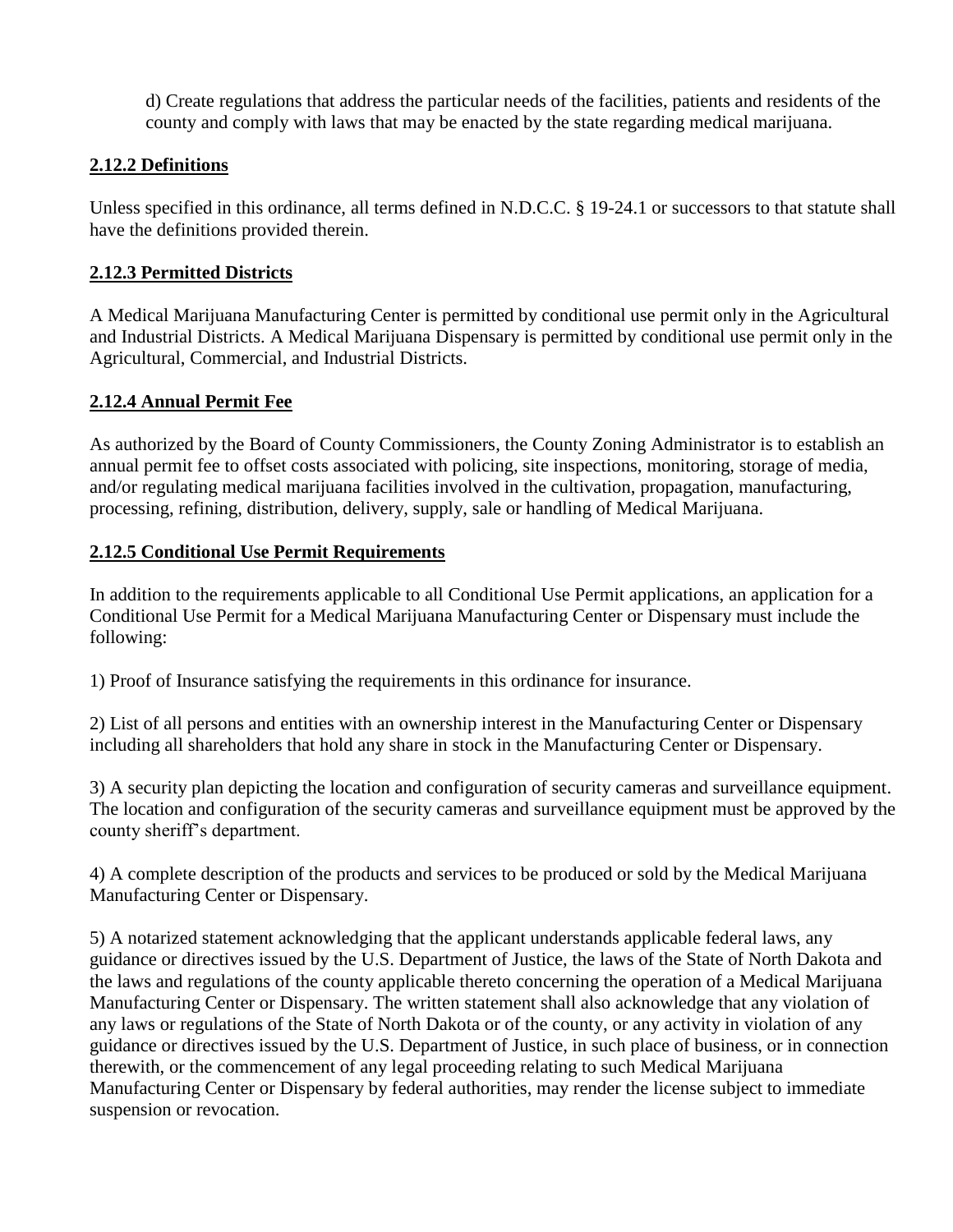d) Create regulations that address the particular needs of the facilities, patients and residents of the county and comply with laws that may be enacted by the state regarding medical marijuana.

## 2.12.2 Definitions

Unless specified in this ordinance, all terms defined in N.D.C.C. § 19-24.1 or successors to that statute shall have the definitions provided therein.

## 2.12.3 Permitted Districts

A Medical Marijuana Manufacturing Center is permitted by conditional use permit only in the Agricultural and Industrial Districts. A Medical Marijuana Dispensary is permitted by conditional use permit only in the Agricultural, Commercial, and Industrial Districts.

## 2.12.4 Annual Permit Fee

As authorized by the Board of County Commissioners, the County Zoning Administrator is to establish an annual permit fee to offset costs associated with policing, site inspections, monitoring, storage of media, and/or regulating medical marijuana facilities involved in the cultivation, propagation, manufacturing, processing, refining, distribution, delivery, supply, sale or handling of Medical Marijuana.

## 2.12.5 Conditional Use Permit Requirements

In addition to the requirements applicable to all Conditional Use Permit applications, an application for a Conditional Use Permit for a Medical Marijuana Manufacturing Center or Dispensary must include the following:

1) Proof of Insurance satisfying the requirements in this ordinance for insurance.

2) List of all persons and entities with an ownership interest in the Manufacturing Center or Dispensary including all shareholders that hold any share in stock in the Manufacturing Center or Dispensary.

3) A security plan depicting the location and configuration of security cameras and surveillance equipment. The location and configuration of the security cameras and surveillance equipment must be approved by the county sheriff's department.

4) A complete description of the products and services to be produced or sold by the Medical Marijuana Manufacturing Center or Dispensary.

5) A notarized statement acknowledging that the applicant understands applicable federal laws, any guidance or directives issued by the U.S. Department of Justice, the laws of the State of North Dakota and the laws and regulations of the county applicable thereto concerning the operation of a Medical Marijuana Manufacturing Center or Dispensary. The written statement shall also acknowledge that any violation of any laws or regulations of the State of North Dakota or of the county, or any activity in violation of any guidance or directives issued by the U.S. Department of Justice, in such place of business, or in connection therewith, or the commencement of any legal proceeding relating to such Medical Marijuana Manufacturing Center or Dispensary by federal authorities, may render the license subject to immediate suspension or revocation.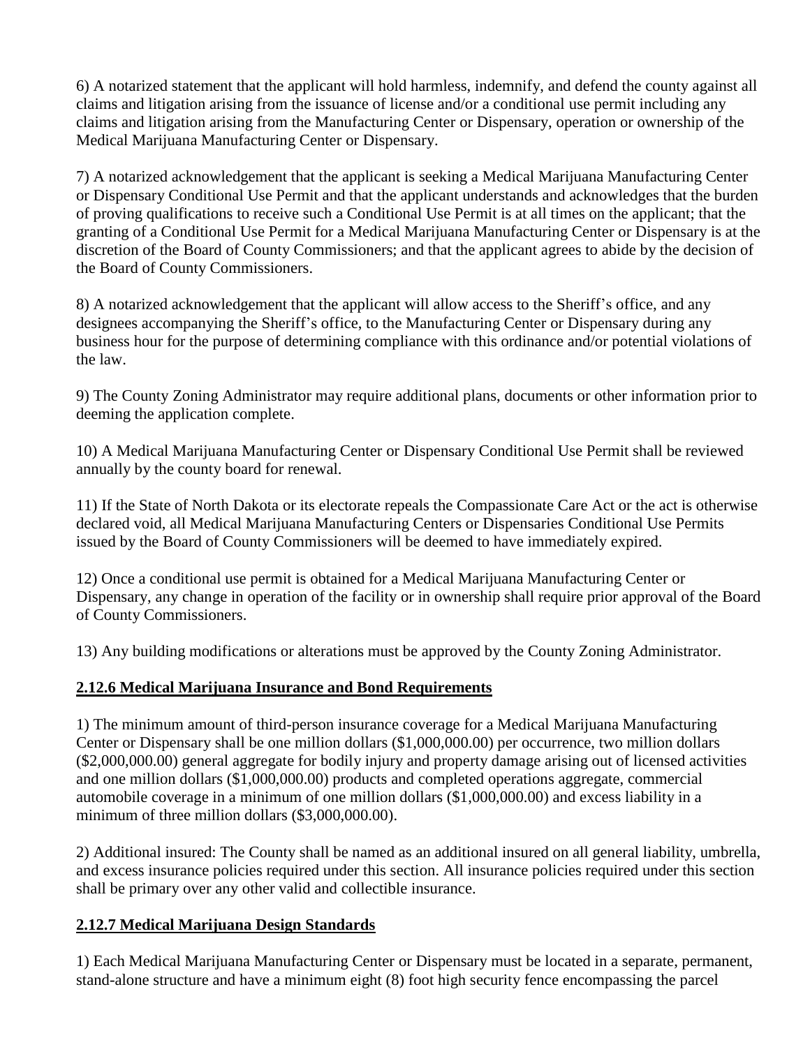6) A notarized statement that the applicant will hold harmless, indemnify, and defend the county against all claims and litigation arising from the issuance of license and/or a conditional use permit including any claims and litigation arising from the Manufacturing Center or Dispensary, operation or ownership of the Medical Marijuana Manufacturing Center or Dispensary.

7) A notarized acknowledgement that the applicant is seeking a Medical Marijuana Manufacturing Center or Dispensary Conditional Use Permit and that the applicant understands and acknowledges that the burden of proving qualifications to receive such a Conditional Use Permit is at all times on the applicant; that the granting of a Conditional Use Permit for a Medical Marijuana Manufacturing Center or Dispensary is at the discretion of the Board of County Commissioners; and that the applicant agrees to abide by the decision of the Board of County Commissioners.

8) A notarized acknowledgement that the applicant will allow access to the Sheriff's office, and any designees accompanying the Sheriff's office, to the Manufacturing Center or Dispensary during any business hour for the purpose of determining compliance with this ordinance and/or potential violations of the law.

9) The County Zoning Administrator may require additional plans, documents or other information prior to deeming the application complete.

10) A Medical Marijuana Manufacturing Center or Dispensary Conditional Use Permit shall be reviewed annually by the county board for renewal.

11) If the State of North Dakota or its electorate repeals the Compassionate Care Act or the act is otherwise declared void, all Medical Marijuana Manufacturing Centers or Dispensaries Conditional Use Permits issued by the Board of County Commissioners will be deemed to have immediately expired.

12) Once a conditional use permit is obtained for a Medical Marijuana Manufacturing Center or Dispensary, any change in operation of the facility or in ownership shall require prior approval of the Board of County Commissioners.

13) Any building modifications or alterations must be approved by the County Zoning Administrator.

## 2.12.6 Medical Marijuana Insurance and Bond Requirements

1) The minimum amount of third-person insurance coverage for a Medical Marijuana Manufacturing Center or Dispensary shall be one million dollars ($1,000,000.00) per occurrence, two million dollars ($2,000,000.00) general aggregate for bodily injury and property damage arising out of licensed activities and one million dollars ($1,000,000.00) products and completed operations aggregate, commercial automobile coverage in a minimum of one million dollars ($1,000,000.00) and excess liability in a minimum of three million dollars ($3,000,000.00).

2) Additional insured: The County shall be named as an additional insured on all general liability, umbrella, and excess insurance policies required under this section. All insurance policies required under this section shall be primary over any other valid and collectible insurance.

## 2.12.7 Medical Marijuana Design Standards

1) Each Medical Marijuana Manufacturing Center or Dispensary must be located in a separate, permanent, stand-alone structure and have a minimum eight (8) foot high security fence encompassing the parcel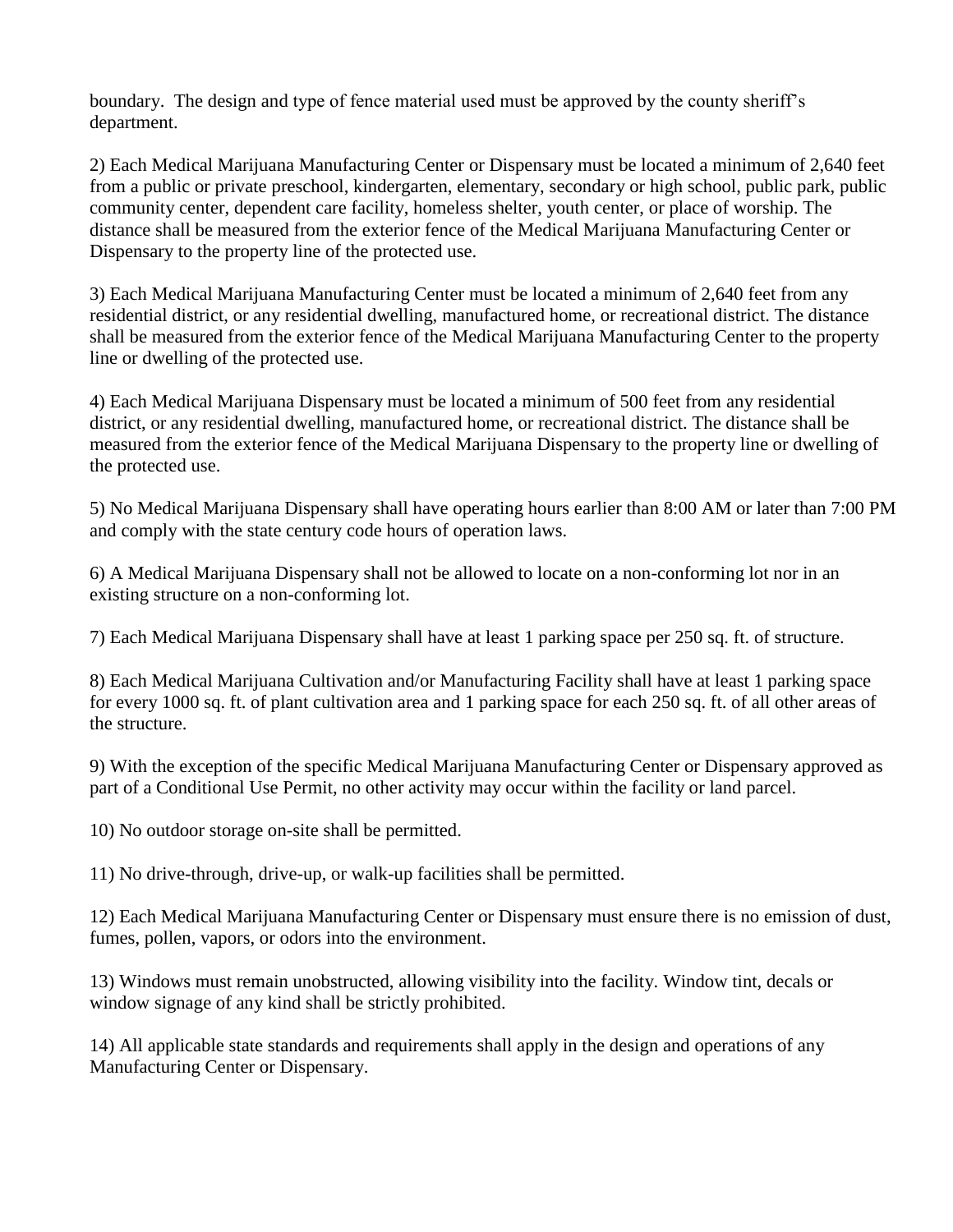boundary. The design and type of fence material used must be approved by the county sheriff's department.

2) Each Medical Marijuana Manufacturing Center or Dispensary must be located a minimum of 2,640 feet from a public or private preschool, kindergarten, elementary, secondary or high school, public park, public community center, dependent care facility, homeless shelter, youth center, or place of worship. The distance shall be measured from the exterior fence of the Medical Marijuana Manufacturing Center or Dispensary to the property line of the protected use.

3) Each Medical Marijuana Manufacturing Center must be located a minimum of 2,640 feet from any residential district, or any residential dwelling, manufactured home, or recreational district. The distance shall be measured from the exterior fence of the Medical Marijuana Manufacturing Center to the property line or dwelling of the protected use.

4) Each Medical Marijuana Dispensary must be located a minimum of 500 feet from any residential district, or any residential dwelling, manufactured home, or recreational district. The distance shall be measured from the exterior fence of the Medical Marijuana Dispensary to the property line or dwelling of the protected use.

5) No Medical Marijuana Dispensary shall have operating hours earlier than 8:00 AM or later than 7:00 PM and comply with the state century code hours of operation laws.

6) A Medical Marijuana Dispensary shall not be allowed to locate on a non-conforming lot nor in an existing structure on a non-conforming lot.

7) Each Medical Marijuana Dispensary shall have at least 1 parking space per 250 sq. ft. of structure.

8) Each Medical Marijuana Cultivation and/or Manufacturing Facility shall have at least 1 parking space for every 1000 sq. ft. of plant cultivation area and 1 parking space for each 250 sq. ft. of all other areas of the structure.

9) With the exception of the specific Medical Marijuana Manufacturing Center or Dispensary approved as part of a Conditional Use Permit, no other activity may occur within the facility or land parcel.

10) No outdoor storage on-site shall be permitted.

11) No drive-through, drive-up, or walk-up facilities shall be permitted.

12) Each Medical Marijuana Manufacturing Center or Dispensary must ensure there is no emission of dust, fumes, pollen, vapors, or odors into the environment.

13) Windows must remain unobstructed, allowing visibility into the facility. Window tint, decals or window signage of any kind shall be strictly prohibited.

14) All applicable state standards and requirements shall apply in the design and operations of any Manufacturing Center or Dispensary.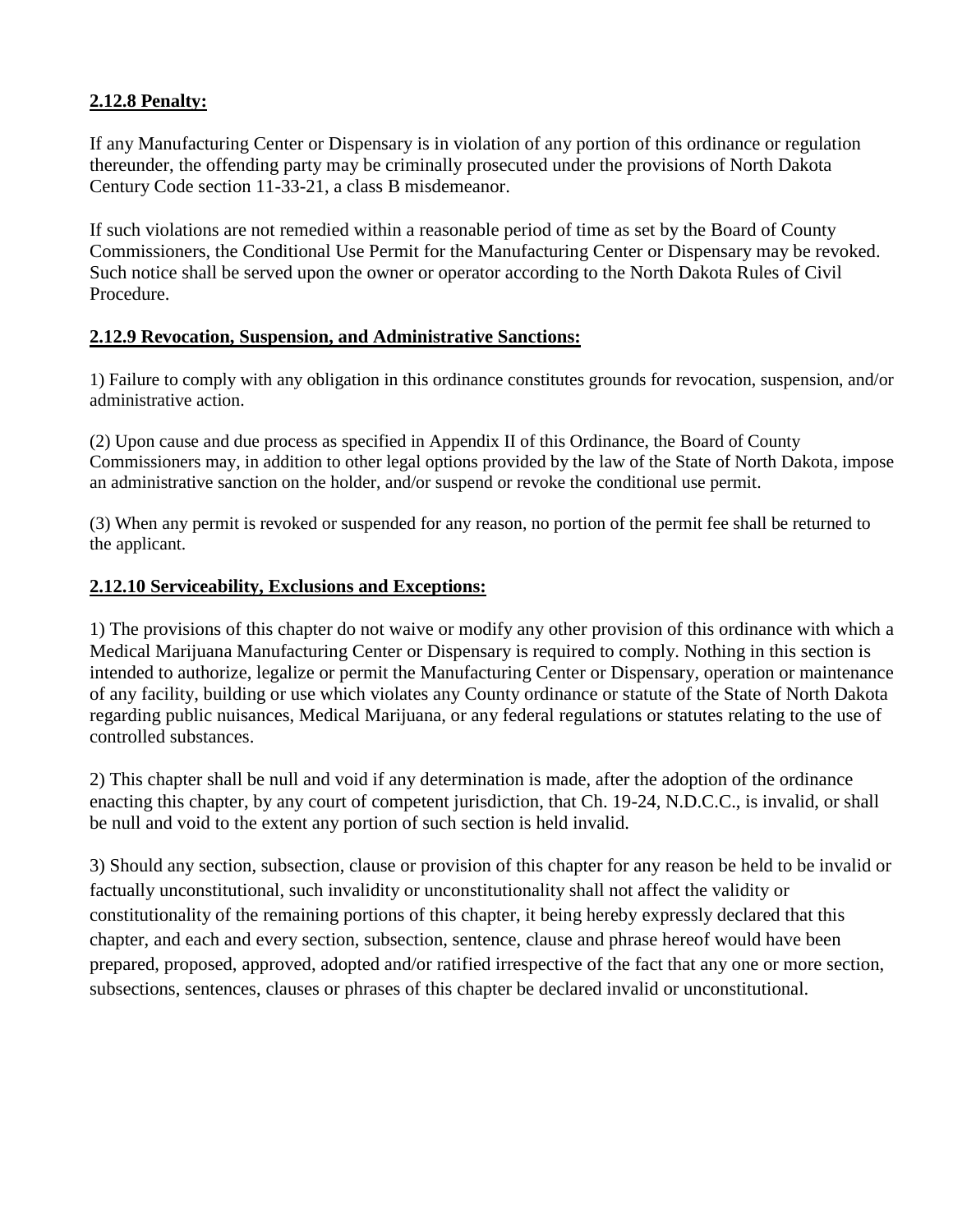**2.12.8 Penalty:**

If any Manufacturing Center or Dispensary is in violation of any portion of this ordinance or regulation thereunder, the offending party may be criminally prosecuted under the provisions of North Dakota Century Code section 11-33-21, a class B misdemeanor.

If such violations are not remedied within a reasonable period of time as set by the Board of County Commissioners, the Conditional Use Permit for the Manufacturing Center or Dispensary may be revoked. Such notice shall be served upon the owner or operator according to the North Dakota Rules of Civil Procedure.

**2.12.9 Revocation, Suspension, and Administrative Sanctions:**

1) Failure to comply with any obligation in this ordinance constitutes grounds for revocation, suspension, and/or administrative action.

(2) Upon cause and due process as specified in Appendix II of this Ordinance, the Board of County Commissioners may, in addition to other legal options provided by the law of the State of North Dakota, impose an administrative sanction on the holder, and/or suspend or revoke the conditional use permit.

(3) When any permit is revoked or suspended for any reason, no portion of the permit fee shall be returned to the applicant.

**2.12.10 Serviceability, Exclusions and Exceptions:**

1) The provisions of this chapter do not waive or modify any other provision of this ordinance with which a Medical Marijuana Manufacturing Center or Dispensary is required to comply. Nothing in this section is intended to authorize, legalize or permit the Manufacturing Center or Dispensary, operation or maintenance of any facility, building or use which violates any County ordinance or statute of the State of North Dakota regarding public nuisances, Medical Marijuana, or any federal regulations or statutes relating to the use of controlled substances.

2) This chapter shall be null and void if any determination is made, after the adoption of the ordinance enacting this chapter, by any court of competent jurisdiction, that Ch. 19-24, N.D.C.C., is invalid, or shall be null and void to the extent any portion of such section is held invalid.

3) Should any section, subsection, clause or provision of this chapter for any reason be held to be invalid or factually unconstitutional, such invalidity or unconstitutionality shall not affect the validity or constitutionality of the remaining portions of this chapter, it being hereby expressly declared that this chapter, and each and every section, subsection, sentence, clause and phrase hereof would have been prepared, proposed, approved, adopted and/or ratified irrespective of the fact that any one or more section, subsections, sentences, clauses or phrases of this chapter be declared invalid or unconstitutional.